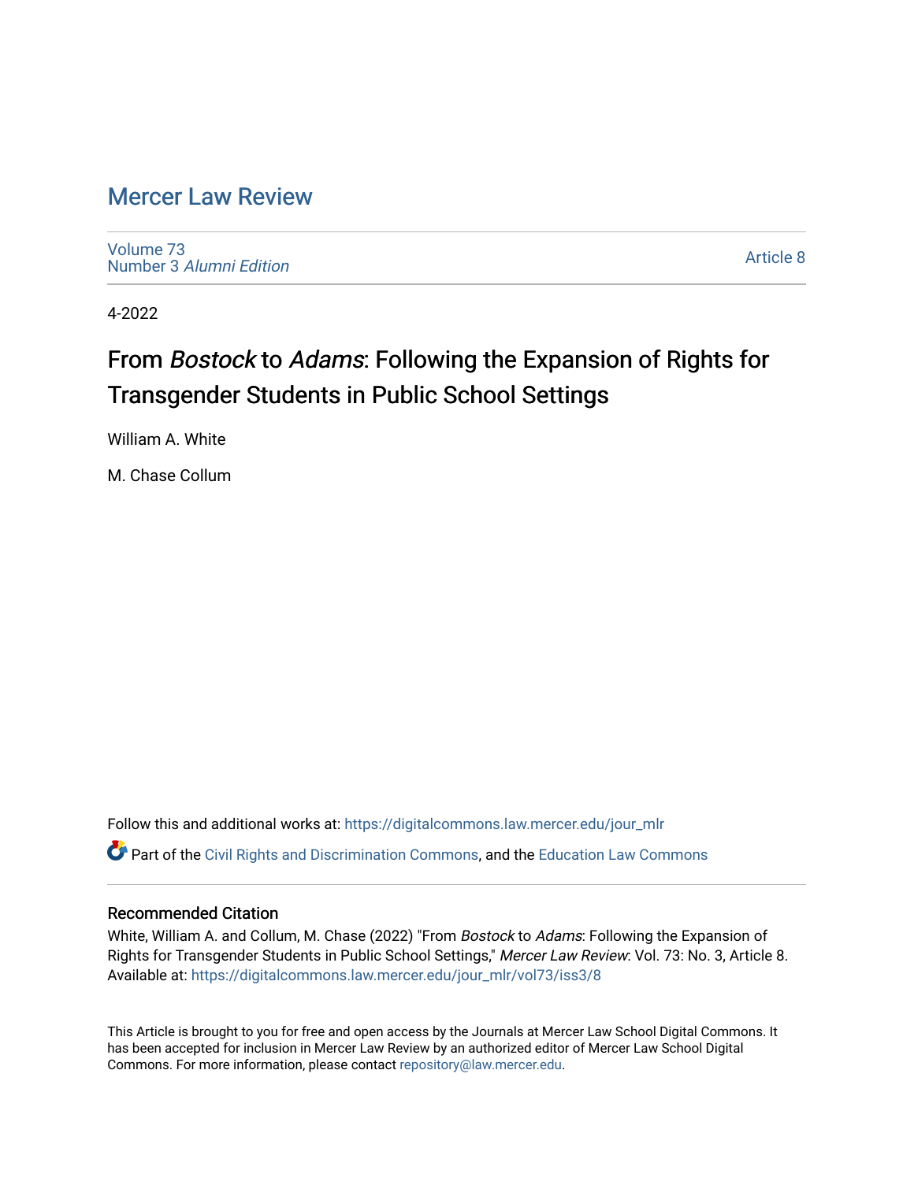# Mercer Law Review

Volume 73
Number 3 *Alumni Edition*

Article 8

4-2022

## From *Bostock* to *Adams*: Following the Expansion of Rights for Transgender Students in Public School Settings

William A. White

M. Chase Collum

Follow this and additional works at: https://digitalcommons.law.mercer.edu/jour_mlr

Part of the Civil Rights and Discrimination Commons, and the Education Law Commons

### Recommended Citation

White, William A. and Collum, M. Chase (2022) "From *Bostock* to *Adams*: Following the Expansion of Rights for Transgender Students in Public School Settings," *Mercer Law Review*: Vol. 73: No. 3, Article 8. Available at: https://digitalcommons.law.mercer.edu/jour_mlr/vol73/iss3/8

This Article is brought to you for free and open access by the Journals at Mercer Law School Digital Commons. It has been accepted for inclusion in Mercer Law Review by an authorized editor of Mercer Law School Digital Commons. For more information, please contact repository@law.mercer.edu.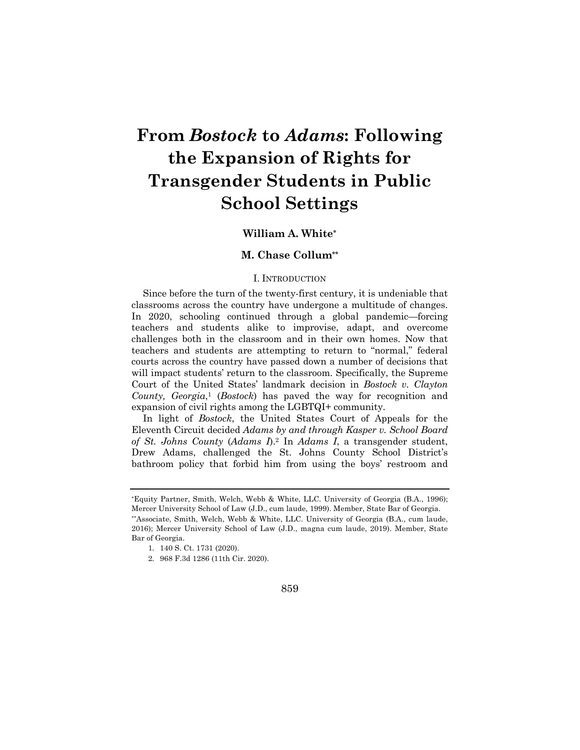# From *Bostock* to *Adams*: Following the Expansion of Rights for Transgender Students in Public School Settings

**William A. White***

**M. Chase Collum****

## I. INTRODUCTION

Since before the turn of the twenty-first century, it is undeniable that classrooms across the country have undergone a multitude of changes. In 2020, schooling continued through a global pandemic—forcing teachers and students alike to improvise, adapt, and overcome challenges both in the classroom and in their own homes. Now that teachers and students are attempting to return to "normal," federal courts across the country have passed down a number of decisions that will impact students' return to the classroom. Specifically, the Supreme Court of the United States' landmark decision in *Bostock v. Clayton County, Georgia*,[1] (*Bostock*) has paved the way for recognition and expansion of civil rights among the LGBTQI+ community.

In light of *Bostock*, the United States Court of Appeals for the Eleventh Circuit decided *Adams by and through Kasper v. School Board of St. Johns County* (*Adams I*).[2] In *Adams I*, a transgender student, Drew Adams, challenged the St. Johns County School District's bathroom policy that forbid him from using the boys' restroom and

---

*Equity Partner, Smith, Welch, Webb & White, LLC. University of Georgia (B.A., 1996); Mercer University School of Law (J.D., cum laude, 1999). Member, State Bar of Georgia.

**Associate, Smith, Welch, Webb & White, LLC. University of Georgia (B.A., cum laude, 2016); Mercer University School of Law (J.D., magna cum laude, 2019). Member, State Bar of Georgia.

1. 140 S. Ct. 1731 (2020).

2. 968 F.3d 1286 (11th Cir. 2020).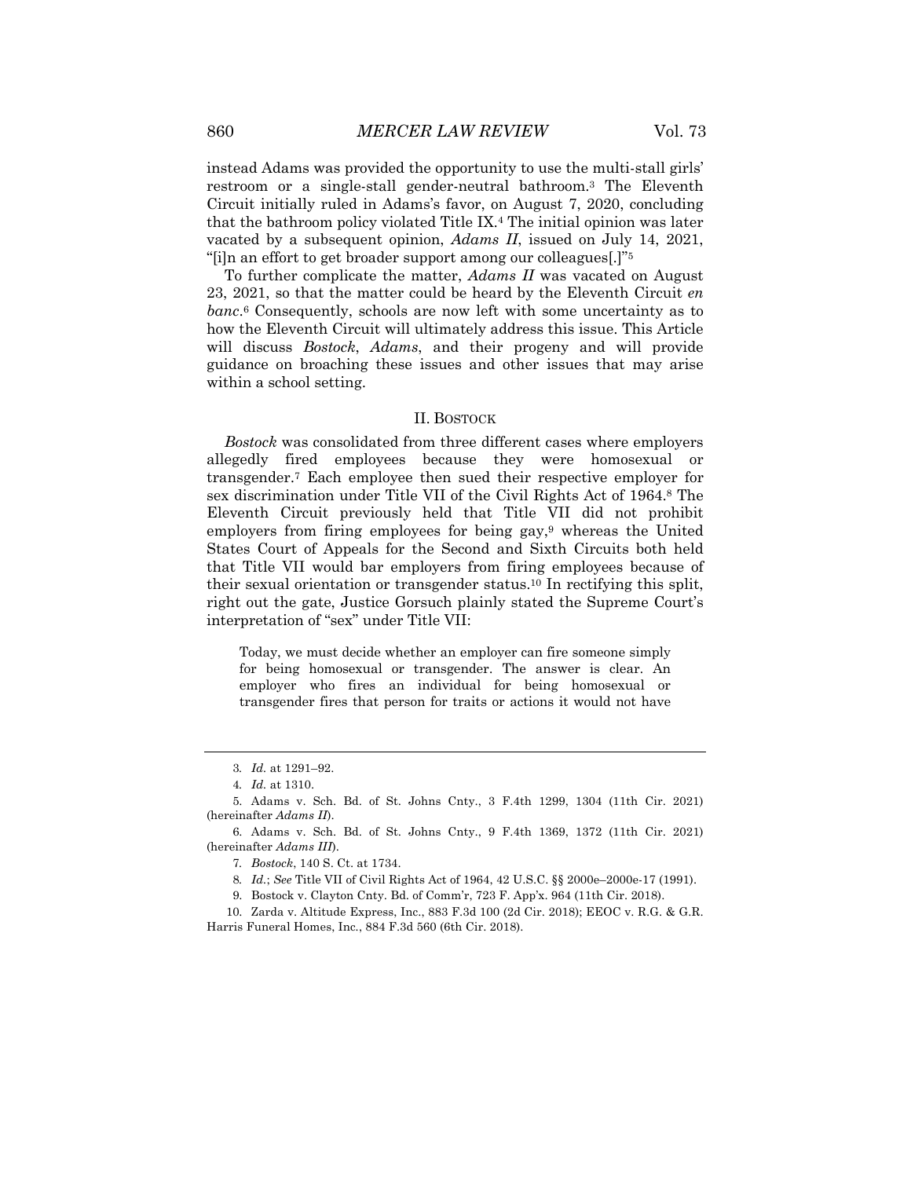instead Adams was provided the opportunity to use the multi-stall girls' restroom or a single-stall gender-neutral bathroom.[3] The Eleventh Circuit initially ruled in Adams's favor, on August 7, 2020, concluding that the bathroom policy violated Title IX.[4] The initial opinion was later vacated by a subsequent opinion, *Adams II*, issued on July 14, 2021, "[i]n an effort to get broader support among our colleagues[.]"[5]

To further complicate the matter, *Adams II* was vacated on August 23, 2021, so that the matter could be heard by the Eleventh Circuit *en banc*.[6] Consequently, schools are now left with some uncertainty as to how the Eleventh Circuit will ultimately address this issue. This Article will discuss *Bostock*, *Adams*, and their progeny and will provide guidance on broaching these issues and other issues that may arise within a school setting.

## II. BOSTOCK

*Bostock* was consolidated from three different cases where employers allegedly fired employees because they were homosexual or transgender.[7] Each employee then sued their respective employer for sex discrimination under Title VII of the Civil Rights Act of 1964.[8] The Eleventh Circuit previously held that Title VII did not prohibit employers from firing employees for being gay,[9] whereas the United States Court of Appeals for the Second and Sixth Circuits both held that Title VII would bar employers from firing employees because of their sexual orientation or transgender status.[10] In rectifying this split, right out the gate, Justice Gorsuch plainly stated the Supreme Court's interpretation of "sex" under Title VII:

> Today, we must decide whether an employer can fire someone simply for being homosexual or transgender. The answer is clear. An employer who fires an individual for being homosexual or transgender fires that person for traits or actions it would not have

---

3. *Id.* at 1291–92.

4. *Id.* at 1310.

5. Adams v. Sch. Bd. of St. Johns Cnty., 3 F.4th 1299, 1304 (11th Cir. 2021) (hereinafter *Adams II*).

6. Adams v. Sch. Bd. of St. Johns Cnty., 9 F.4th 1369, 1372 (11th Cir. 2021) (hereinafter *Adams III*).

7. *Bostock*, 140 S. Ct. at 1734.

8. *Id.*; *See* Title VII of Civil Rights Act of 1964, 42 U.S.C. §§ 2000e–2000e-17 (1991).

9. Bostock v. Clayton Cnty. Bd. of Comm'r, 723 F. App'x. 964 (11th Cir. 2018).

10. Zarda v. Altitude Express, Inc., 883 F.3d 100 (2d Cir. 2018); EEOC v. R.G. & G.R. Harris Funeral Homes, Inc., 884 F.3d 560 (6th Cir. 2018).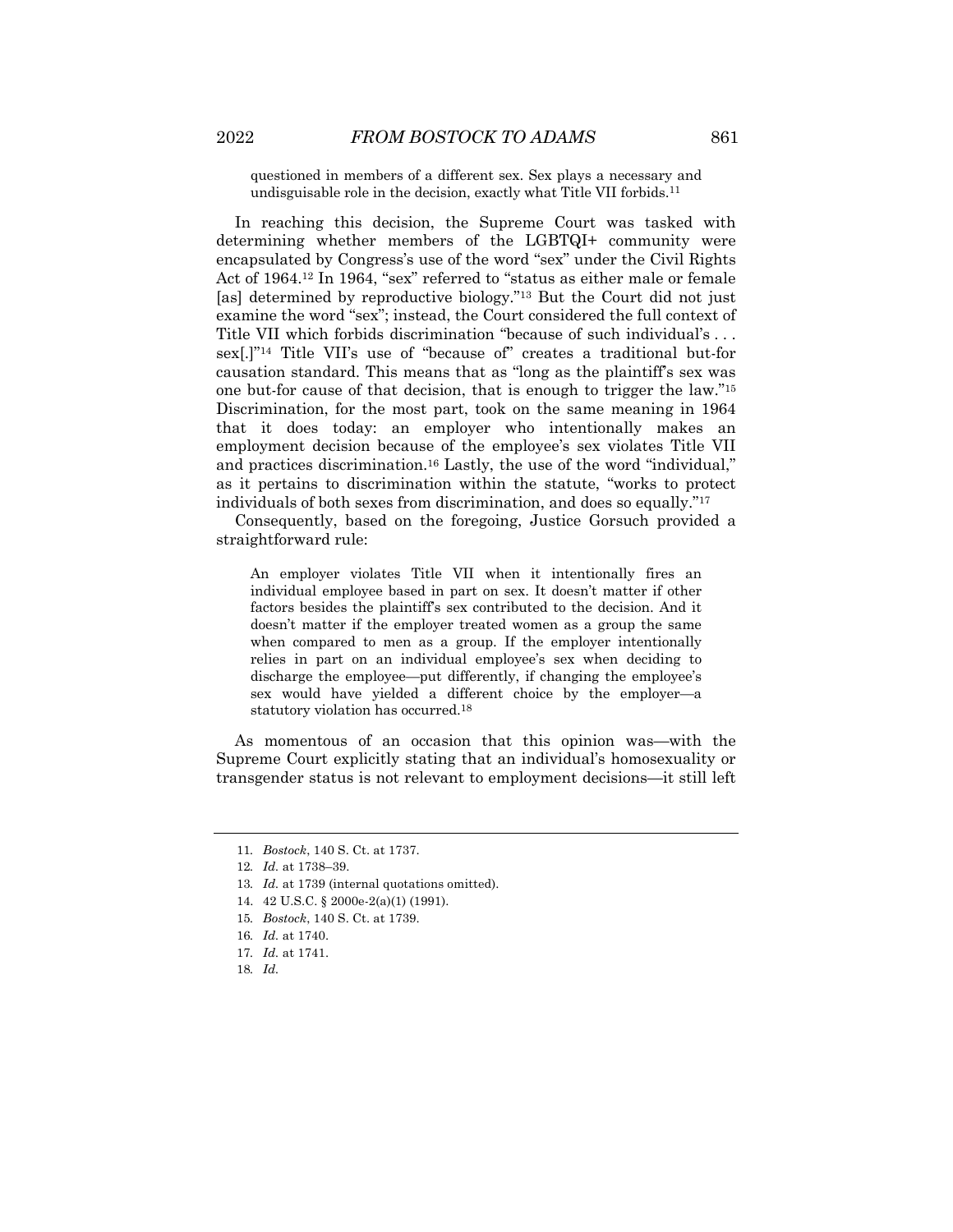> questioned in members of a different sex. Sex plays a necessary and undisguisable role in the decision, exactly what Title VII forbids.[11]

In reaching this decision, the Supreme Court was tasked with determining whether members of the LGBTQI+ community were encapsulated by Congress's use of the word "sex" under the Civil Rights Act of 1964.[12] In 1964, "sex" referred to "status as either male or female [as] determined by reproductive biology."[13] But the Court did not just examine the word "sex"; instead, the Court considered the full context of Title VII which forbids discrimination "because of such individual's . . . sex[.]"[14] Title VII's use of "because of" creates a traditional but-for causation standard. This means that as "long as the plaintiff's sex was one but-for cause of that decision, that is enough to trigger the law."[15] Discrimination, for the most part, took on the same meaning in 1964 that it does today: an employer who intentionally makes an employment decision because of the employee's sex violates Title VII and practices discrimination.[16] Lastly, the use of the word "individual," as it pertains to discrimination within the statute, "works to protect individuals of both sexes from discrimination, and does so equally."[17]

Consequently, based on the foregoing, Justice Gorsuch provided a straightforward rule:

> An employer violates Title VII when it intentionally fires an individual employee based in part on sex. It doesn't matter if other factors besides the plaintiff's sex contributed to the decision. And it doesn't matter if the employer treated women as a group the same when compared to men as a group. If the employer intentionally relies in part on an individual employee's sex when deciding to discharge the employee—put differently, if changing the employee's sex would have yielded a different choice by the employer—a statutory violation has occurred.[18]

As momentous of an occasion that this opinion was—with the Supreme Court explicitly stating that an individual's homosexuality or transgender status is not relevant to employment decisions—it still left

---

11. *Bostock*, 140 S. Ct. at 1737.
12. *Id.* at 1738–39.
13. *Id.* at 1739 (internal quotations omitted).
14. 42 U.S.C. § 2000e-2(a)(1) (1991).
15. *Bostock*, 140 S. Ct. at 1739.
16. *Id.* at 1740.
17. *Id.* at 1741.
18. *Id.*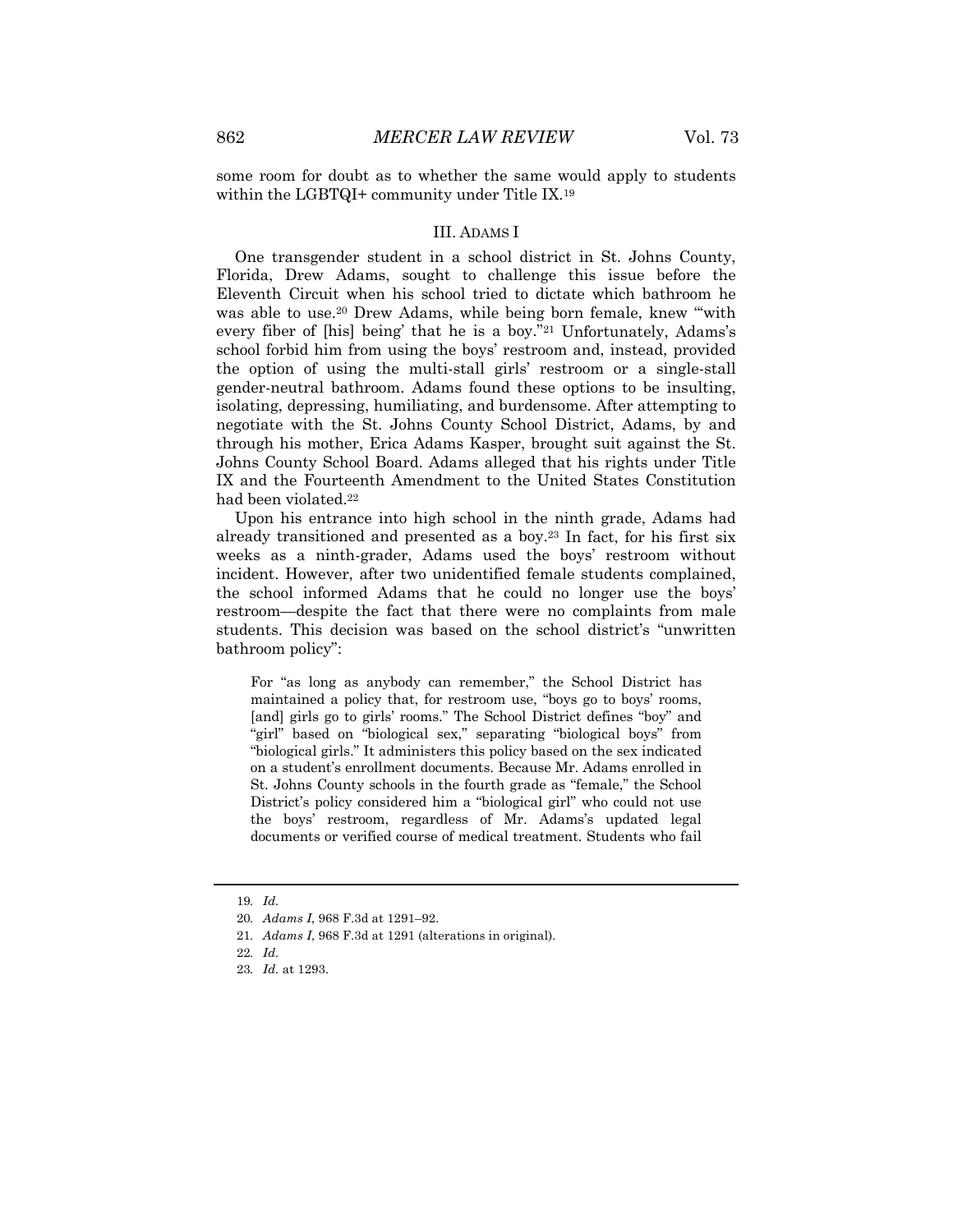some room for doubt as to whether the same would apply to students within the LGBTQI+ community under Title IX.[19]

## III. ADAMS I

One transgender student in a school district in St. Johns County, Florida, Drew Adams, sought to challenge this issue before the Eleventh Circuit when his school tried to dictate which bathroom he was able to use.[20] Drew Adams, while being born female, knew "'with every fiber of [his] being' that he is a boy."[21] Unfortunately, Adams's school forbid him from using the boys' restroom and, instead, provided the option of using the multi-stall girls' restroom or a single-stall gender-neutral bathroom. Adams found these options to be insulting, isolating, depressing, humiliating, and burdensome. After attempting to negotiate with the St. Johns County School District, Adams, by and through his mother, Erica Adams Kasper, brought suit against the St. Johns County School Board. Adams alleged that his rights under Title IX and the Fourteenth Amendment to the United States Constitution had been violated.[22]

Upon his entrance into high school in the ninth grade, Adams had already transitioned and presented as a boy.[23] In fact, for his first six weeks as a ninth-grader, Adams used the boys' restroom without incident. However, after two unidentified female students complained, the school informed Adams that he could no longer use the boys' restroom—despite the fact that there were no complaints from male students. This decision was based on the school district's "unwritten bathroom policy":

> For "as long as anybody can remember," the School District has maintained a policy that, for restroom use, "boys go to boys' rooms, [and] girls go to girls' rooms." The School District defines "boy" and "girl" based on "biological sex," separating "biological boys" from "biological girls." It administers this policy based on the sex indicated on a student's enrollment documents. Because Mr. Adams enrolled in St. Johns County schools in the fourth grade as "female," the School District's policy considered him a "biological girl" who could not use the boys' restroom, regardless of Mr. Adams's updated legal documents or verified course of medical treatment. Students who fail

---

19. *Id.*
20. *Adams I*, 968 F.3d at 1291–92.
21. *Adams I*, 968 F.3d at 1291 (alterations in original).
22. *Id.*
23. *Id.* at 1293.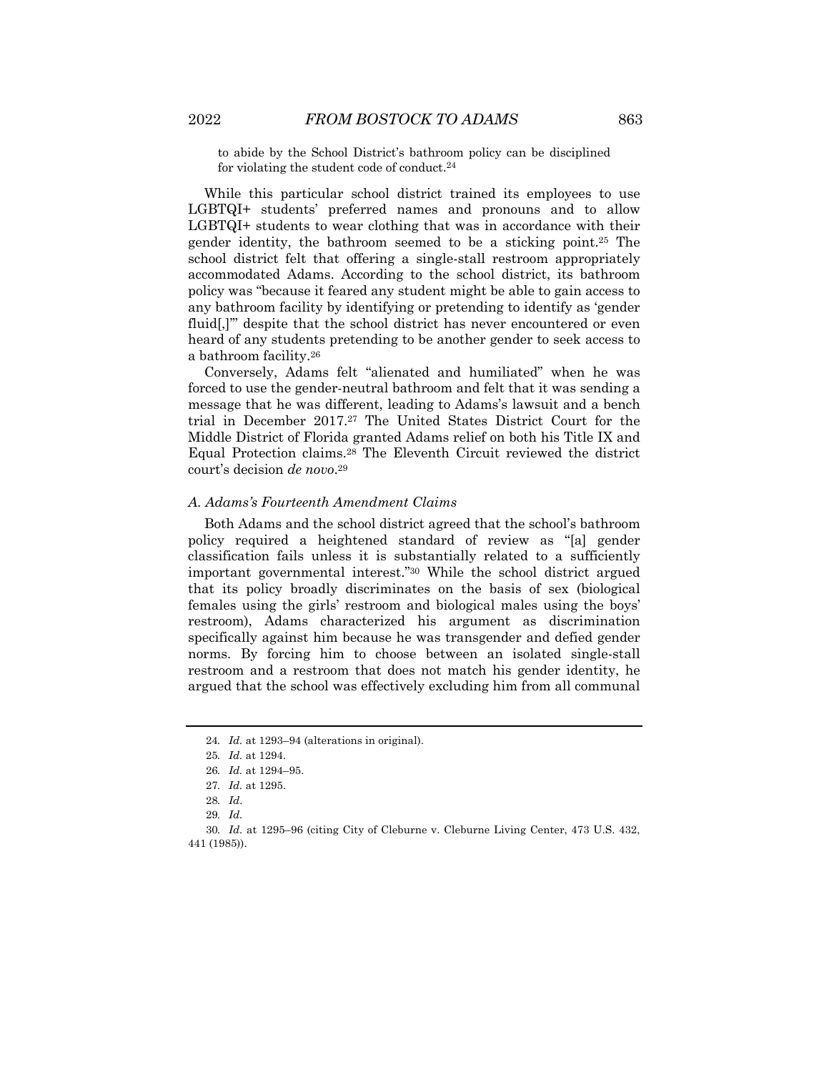to abide by the School District's bathroom policy can be disciplined for violating the student code of conduct.[24]

While this particular school district trained its employees to use LGBTQI+ students' preferred names and pronouns and to allow LGBTQI+ students to wear clothing that was in accordance with their gender identity, the bathroom seemed to be a sticking point.[25] The school district felt that offering a single-stall restroom appropriately accommodated Adams. According to the school district, its bathroom policy was "because it feared any student might be able to gain access to any bathroom facility by identifying or pretending to identify as 'gender fluid[,]'" despite that the school district has never encountered or even heard of any students pretending to be another gender to seek access to a bathroom facility.[26]

Conversely, Adams felt "alienated and humiliated" when he was forced to use the gender-neutral bathroom and felt that it was sending a message that he was different, leading to Adams's lawsuit and a bench trial in December 2017.[27] The United States District Court for the Middle District of Florida granted Adams relief on both his Title IX and Equal Protection claims.[28] The Eleventh Circuit reviewed the district court's decision *de novo*.[29]

### *A. Adams's Fourteenth Amendment Claims*

Both Adams and the school district agreed that the school's bathroom policy required a heightened standard of review as "[a] gender classification fails unless it is substantially related to a sufficiently important governmental interest."[30] While the school district argued that its policy broadly discriminates on the basis of sex (biological females using the girls' restroom and biological males using the boys' restroom), Adams characterized his argument as discrimination specifically against him because he was transgender and defied gender norms. By forcing him to choose between an isolated single-stall restroom and a restroom that does not match his gender identity, he argued that the school was effectively excluding him from all communal

---

24. *Id.* at 1293–94 (alterations in original).

25. *Id.* at 1294.

26. *Id.* at 1294–95.

27. *Id.* at 1295.

28. *Id*.

29. *Id.*

30. *Id.* at 1295–96 (citing City of Cleburne v. Cleburne Living Center, 473 U.S. 432, 441 (1985)).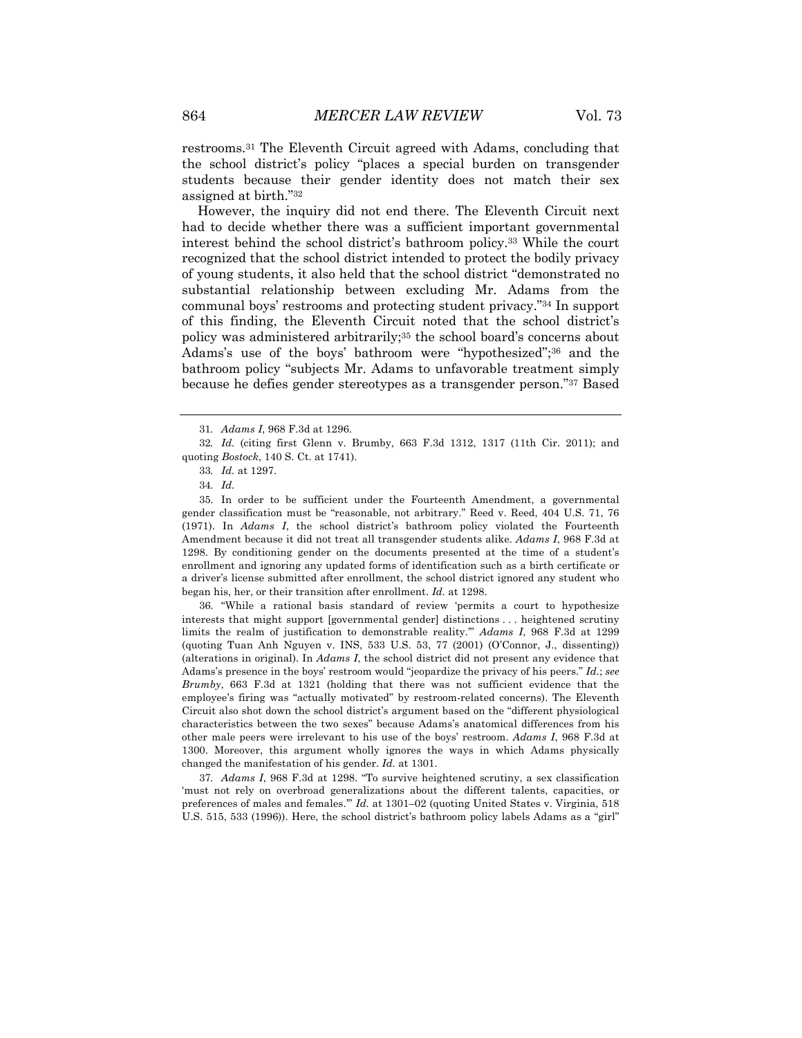restrooms.[31] The Eleventh Circuit agreed with Adams, concluding that the school district's policy "places a special burden on transgender students because their gender identity does not match their sex assigned at birth."[32]

However, the inquiry did not end there. The Eleventh Circuit next had to decide whether there was a sufficient important governmental interest behind the school district's bathroom policy.[33] While the court recognized that the school district intended to protect the bodily privacy of young students, it also held that the school district "demonstrated no substantial relationship between excluding Mr. Adams from the communal boys' restrooms and protecting student privacy."[34] In support of this finding, the Eleventh Circuit noted that the school district's policy was administered arbitrarily;[35] the school board's concerns about Adams's use of the boys' bathroom were "hypothesized";[36] and the bathroom policy "subjects Mr. Adams to unfavorable treatment simply because he defies gender stereotypes as a transgender person."[37] Based

---

31. *Adams I*, 968 F.3d at 1296.

32. *Id.* (citing first Glenn v. Brumby, 663 F.3d 1312, 1317 (11th Cir. 2011); and quoting *Bostock*, 140 S. Ct. at 1741).

33. *Id.* at 1297.

34. *Id.*

35. In order to be sufficient under the Fourteenth Amendment, a governmental gender classification must be "reasonable, not arbitrary." Reed v. Reed, 404 U.S. 71, 76 (1971). In *Adams I*, the school district's bathroom policy violated the Fourteenth Amendment because it did not treat all transgender students alike. *Adams I*, 968 F.3d at 1298. By conditioning gender on the documents presented at the time of a student's enrollment and ignoring any updated forms of identification such as a birth certificate or a driver's license submitted after enrollment, the school district ignored any student who began his, her, or their transition after enrollment. *Id.* at 1298.

36. "While a rational basis standard of review 'permits a court to hypothesize interests that might support [governmental gender] distinctions . . . heightened scrutiny limits the realm of justification to demonstrable reality.'" *Adams I*, 968 F.3d at 1299 (quoting Tuan Anh Nguyen v. INS, 533 U.S. 53, 77 (2001) (O'Connor, J., dissenting)) (alterations in original). In *Adams I*, the school district did not present any evidence that Adams's presence in the boys' restroom would "jeopardize the privacy of his peers." *Id.*; *see Brumby*, 663 F.3d at 1321 (holding that there was not sufficient evidence that the employee's firing was "actually motivated" by restroom-related concerns). The Eleventh Circuit also shot down the school district's argument based on the "different physiological characteristics between the two sexes" because Adams's anatomical differences from his other male peers were irrelevant to his use of the boys' restroom. *Adams I*, 968 F.3d at 1300. Moreover, this argument wholly ignores the ways in which Adams physically changed the manifestation of his gender. *Id.* at 1301.

37. *Adams I*, 968 F.3d at 1298. "To survive heightened scrutiny, a sex classification 'must not rely on overbroad generalizations about the different talents, capacities, or preferences of males and females.'" *Id.* at 1301–02 (quoting United States v. Virginia, 518 U.S. 515, 533 (1996)). Here, the school district's bathroom policy labels Adams as a "girl"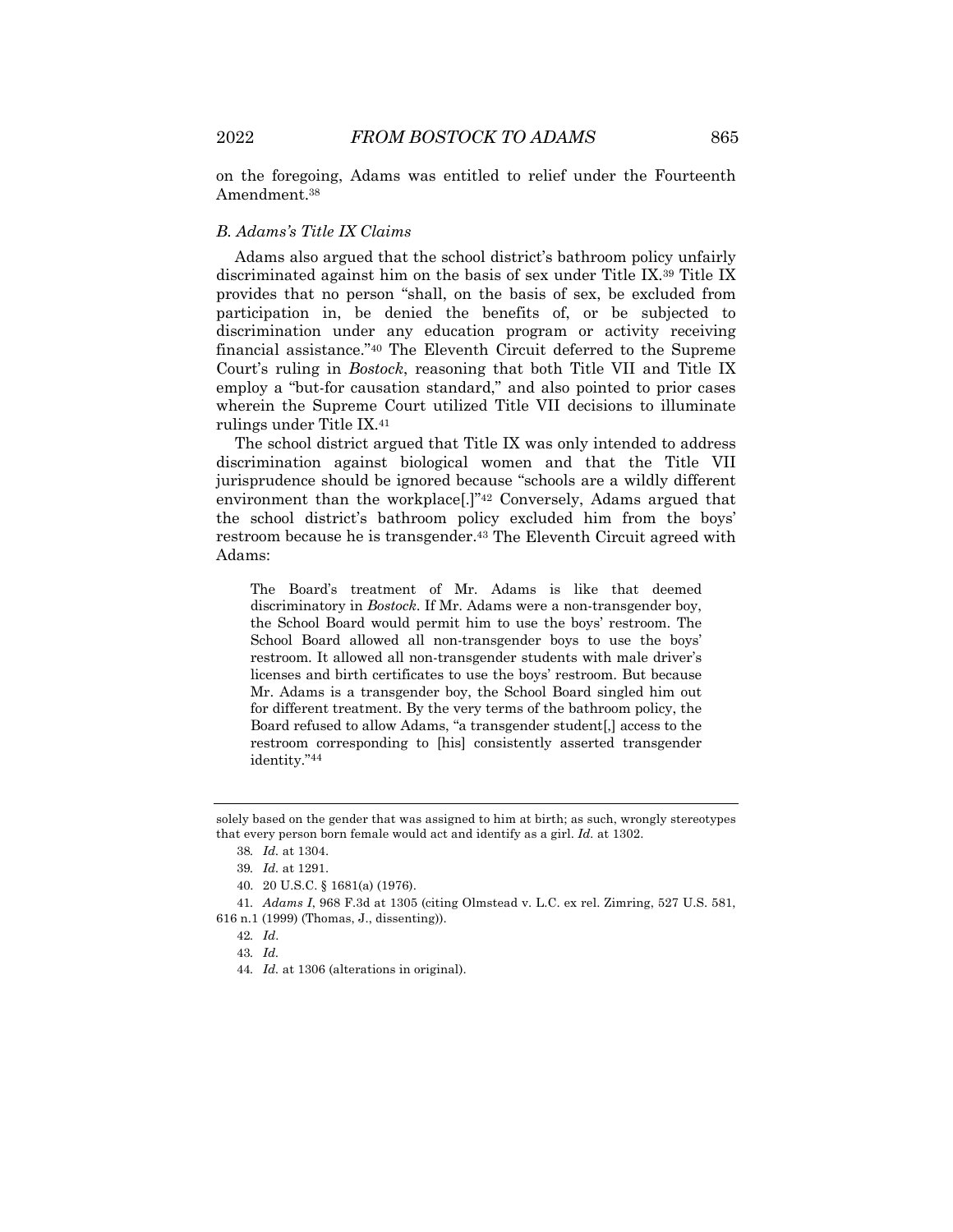on the foregoing, Adams was entitled to relief under the Fourteenth Amendment.[38]

### *B. Adams's Title IX Claims*

Adams also argued that the school district's bathroom policy unfairly discriminated against him on the basis of sex under Title IX.[39] Title IX provides that no person "shall, on the basis of sex, be excluded from participation in, be denied the benefits of, or be subjected to discrimination under any education program or activity receiving financial assistance."[40] The Eleventh Circuit deferred to the Supreme Court's ruling in *Bostock*, reasoning that both Title VII and Title IX employ a "but-for causation standard," and also pointed to prior cases wherein the Supreme Court utilized Title VII decisions to illuminate rulings under Title IX.[41]

The school district argued that Title IX was only intended to address discrimination against biological women and that the Title VII jurisprudence should be ignored because "schools are a wildly different environment than the workplace[.]"[42] Conversely, Adams argued that the school district's bathroom policy excluded him from the boys' restroom because he is transgender.[43] The Eleventh Circuit agreed with Adams:

> The Board's treatment of Mr. Adams is like that deemed discriminatory in *Bostock*. If Mr. Adams were a non-transgender boy, the School Board would permit him to use the boys' restroom. The School Board allowed all non-transgender boys to use the boys' restroom. It allowed all non-transgender students with male driver's licenses and birth certificates to use the boys' restroom. But because Mr. Adams is a transgender boy, the School Board singled him out for different treatment. By the very terms of the bathroom policy, the Board refused to allow Adams, "a transgender student[,] access to the restroom corresponding to [his] consistently asserted transgender identity."[44]

---

solely based on the gender that was assigned to him at birth; as such, wrongly stereotypes that every person born female would act and identify as a girl. *Id.* at 1302.

38. *Id.* at 1304.

39. *Id.* at 1291.

40. 20 U.S.C. § 1681(a) (1976).

41. *Adams I*, 968 F.3d at 1305 (citing Olmstead v. L.C. ex rel. Zimring, 527 U.S. 581, 616 n.1 (1999) (Thomas, J., dissenting)).

42. *Id*.

43. *Id.*

44. *Id.* at 1306 (alterations in original).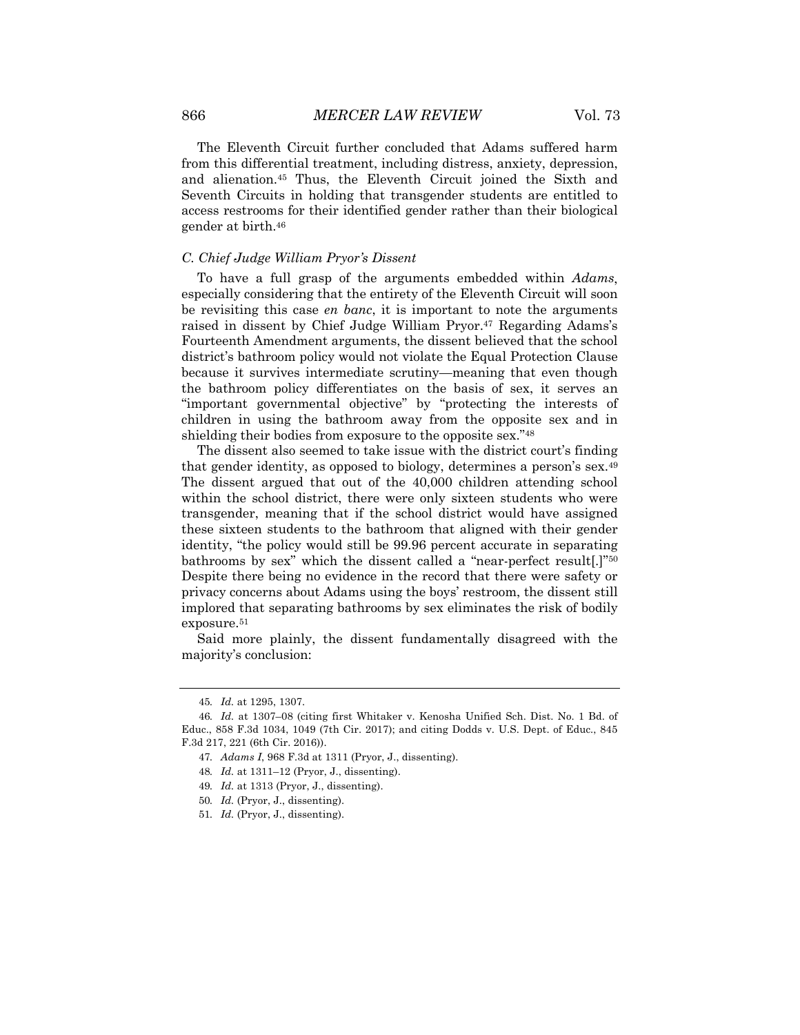The Eleventh Circuit further concluded that Adams suffered harm from this differential treatment, including distress, anxiety, depression, and alienation.[45] Thus, the Eleventh Circuit joined the Sixth and Seventh Circuits in holding that transgender students are entitled to access restrooms for their identified gender rather than their biological gender at birth.[46]

### *C. Chief Judge William Pryor's Dissent*

To have a full grasp of the arguments embedded within *Adams*, especially considering that the entirety of the Eleventh Circuit will soon be revisiting this case *en banc*, it is important to note the arguments raised in dissent by Chief Judge William Pryor.[47] Regarding Adams's Fourteenth Amendment arguments, the dissent believed that the school district's bathroom policy would not violate the Equal Protection Clause because it survives intermediate scrutiny—meaning that even though the bathroom policy differentiates on the basis of sex, it serves an "important governmental objective" by "protecting the interests of children in using the bathroom away from the opposite sex and in shielding their bodies from exposure to the opposite sex."[48]

The dissent also seemed to take issue with the district court's finding that gender identity, as opposed to biology, determines a person's sex.[49] The dissent argued that out of the 40,000 children attending school within the school district, there were only sixteen students who were transgender, meaning that if the school district would have assigned these sixteen students to the bathroom that aligned with their gender identity, "the policy would still be 99.96 percent accurate in separating bathrooms by sex" which the dissent called a "near-perfect result[.]"[50] Despite there being no evidence in the record that there were safety or privacy concerns about Adams using the boys' restroom, the dissent still implored that separating bathrooms by sex eliminates the risk of bodily exposure.[51]

Said more plainly, the dissent fundamentally disagreed with the majority's conclusion:

---

45. *Id.* at 1295, 1307.

46. *Id.* at 1307–08 (citing first Whitaker v. Kenosha Unified Sch. Dist. No. 1 Bd. of Educ., 858 F.3d 1034, 1049 (7th Cir. 2017); and citing Dodds v. U.S. Dept. of Educ., 845 F.3d 217, 221 (6th Cir. 2016)).

47. *Adams I*, 968 F.3d at 1311 (Pryor, J., dissenting).

48. *Id.* at 1311–12 (Pryor, J., dissenting).

49. *Id.* at 1313 (Pryor, J., dissenting).

50. *Id.* (Pryor, J., dissenting).

51. *Id.* (Pryor, J., dissenting).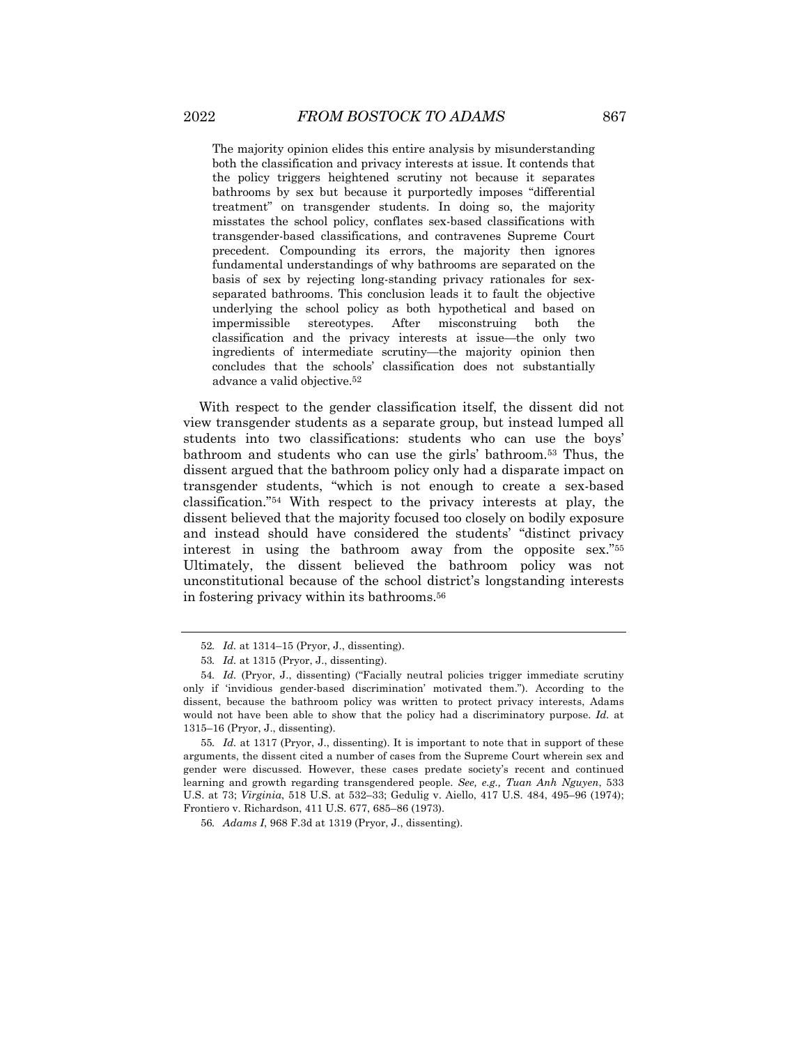> The majority opinion elides this entire analysis by misunderstanding both the classification and privacy interests at issue. It contends that the policy triggers heightened scrutiny not because it separates bathrooms by sex but because it purportedly imposes "differential treatment" on transgender students. In doing so, the majority misstates the school policy, conflates sex-based classifications with transgender-based classifications, and contravenes Supreme Court precedent. Compounding its errors, the majority then ignores fundamental understandings of why bathrooms are separated on the basis of sex by rejecting long-standing privacy rationales for sex-separated bathrooms. This conclusion leads it to fault the objective underlying the school policy as both hypothetical and based on impermissible stereotypes. After misconstruing both the classification and the privacy interests at issue—the only two ingredients of intermediate scrutiny—the majority opinion then concludes that the schools' classification does not substantially advance a valid objective.[52]

With respect to the gender classification itself, the dissent did not view transgender students as a separate group, but instead lumped all students into two classifications: students who can use the boys' bathroom and students who can use the girls' bathroom.[53] Thus, the dissent argued that the bathroom policy only had a disparate impact on transgender students, "which is not enough to create a sex-based classification."[54] With respect to the privacy interests at play, the dissent believed that the majority focused too closely on bodily exposure and instead should have considered the students' "distinct privacy interest in using the bathroom away from the opposite sex."[55] Ultimately, the dissent believed the bathroom policy was not unconstitutional because of the school district's longstanding interests in fostering privacy within its bathrooms.[56]

---

52. *Id.* at 1314–15 (Pryor, J., dissenting).

53. *Id.* at 1315 (Pryor, J., dissenting).

54. *Id.* (Pryor, J., dissenting) ("Facially neutral policies trigger immediate scrutiny only if 'invidious gender-based discrimination' motivated them."). According to the dissent, because the bathroom policy was written to protect privacy interests, Adams would not have been able to show that the policy had a discriminatory purpose. *Id.* at 1315–16 (Pryor, J., dissenting).

55. *Id.* at 1317 (Pryor, J., dissenting). It is important to note that in support of these arguments, the dissent cited a number of cases from the Supreme Court wherein sex and gender were discussed. However, these cases predate society's recent and continued learning and growth regarding transgendered people. *See, e.g., Tuan Anh Nguyen*, 533 U.S. at 73; *Virginia*, 518 U.S. at 532–33; Gedulig v. Aiello, 417 U.S. 484, 495–96 (1974); Frontiero v. Richardson, 411 U.S. 677, 685–86 (1973).

56. *Adams I*, 968 F.3d at 1319 (Pryor, J., dissenting).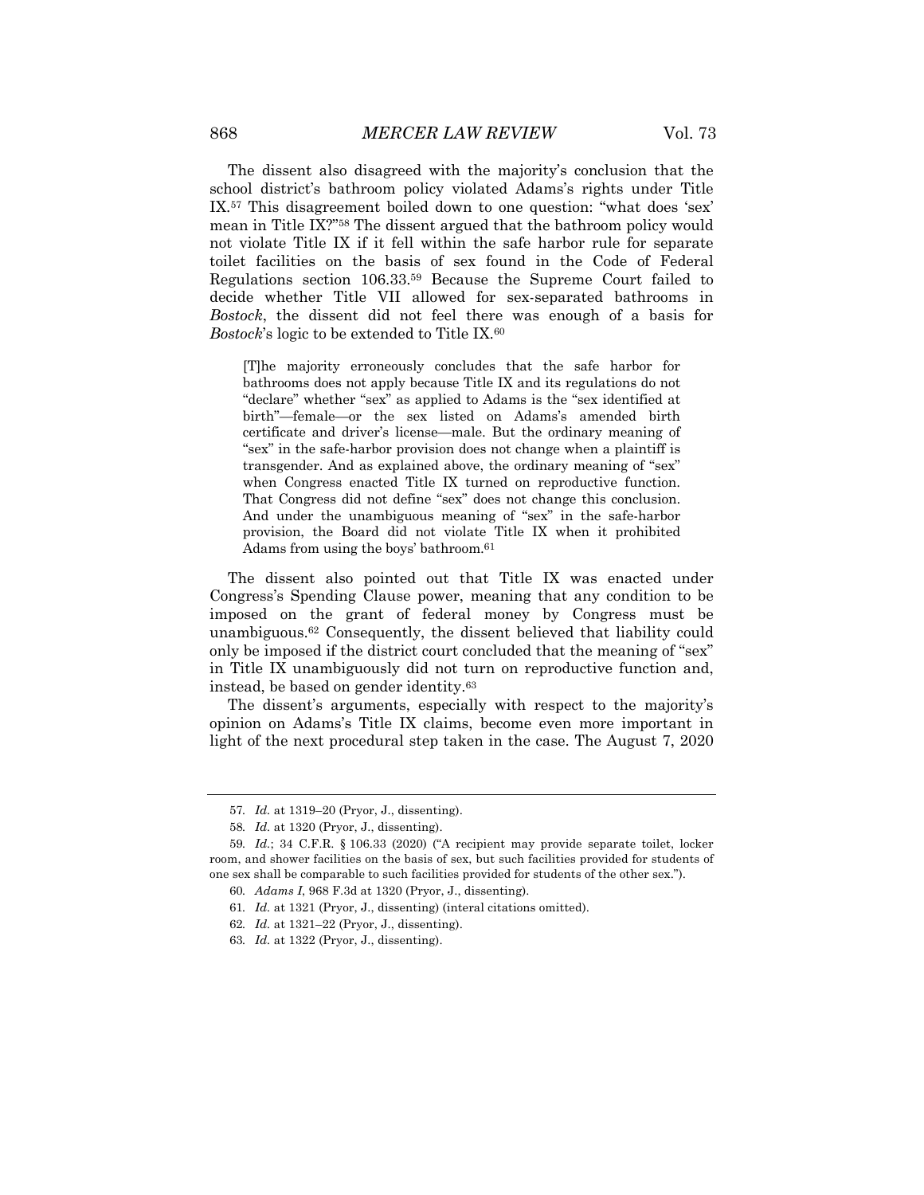The dissent also disagreed with the majority's conclusion that the school district's bathroom policy violated Adams's rights under Title IX.[57] This disagreement boiled down to one question: "what does 'sex' mean in Title IX?"[58] The dissent argued that the bathroom policy would not violate Title IX if it fell within the safe harbor rule for separate toilet facilities on the basis of sex found in the Code of Federal Regulations section 106.33.[59] Because the Supreme Court failed to decide whether Title VII allowed for sex-separated bathrooms in *Bostock*, the dissent did not feel there was enough of a basis for *Bostock*'s logic to be extended to Title IX.[60]

> [T]he majority erroneously concludes that the safe harbor for bathrooms does not apply because Title IX and its regulations do not "declare" whether "sex" as applied to Adams is the "sex identified at birth"—female—or the sex listed on Adams's amended birth certificate and driver's license—male. But the ordinary meaning of "sex" in the safe-harbor provision does not change when a plaintiff is transgender. And as explained above, the ordinary meaning of "sex" when Congress enacted Title IX turned on reproductive function. That Congress did not define "sex" does not change this conclusion. And under the unambiguous meaning of "sex" in the safe-harbor provision, the Board did not violate Title IX when it prohibited Adams from using the boys' bathroom.[61]

The dissent also pointed out that Title IX was enacted under Congress's Spending Clause power, meaning that any condition to be imposed on the grant of federal money by Congress must be unambiguous.[62] Consequently, the dissent believed that liability could only be imposed if the district court concluded that the meaning of "sex" in Title IX unambiguously did not turn on reproductive function and, instead, be based on gender identity.[63]

The dissent's arguments, especially with respect to the majority's opinion on Adams's Title IX claims, become even more important in light of the next procedural step taken in the case. The August 7, 2020

---

57. *Id.* at 1319–20 (Pryor, J., dissenting).

58. *Id.* at 1320 (Pryor, J., dissenting).

59. *Id.*; 34 C.F.R. § 106.33 (2020) ("A recipient may provide separate toilet, locker room, and shower facilities on the basis of sex, but such facilities provided for students of one sex shall be comparable to such facilities provided for students of the other sex.").

60. *Adams I*, 968 F.3d at 1320 (Pryor, J., dissenting).

61. *Id.* at 1321 (Pryor, J., dissenting) (interal citations omitted).

62. *Id.* at 1321–22 (Pryor, J., dissenting).

63. *Id.* at 1322 (Pryor, J., dissenting).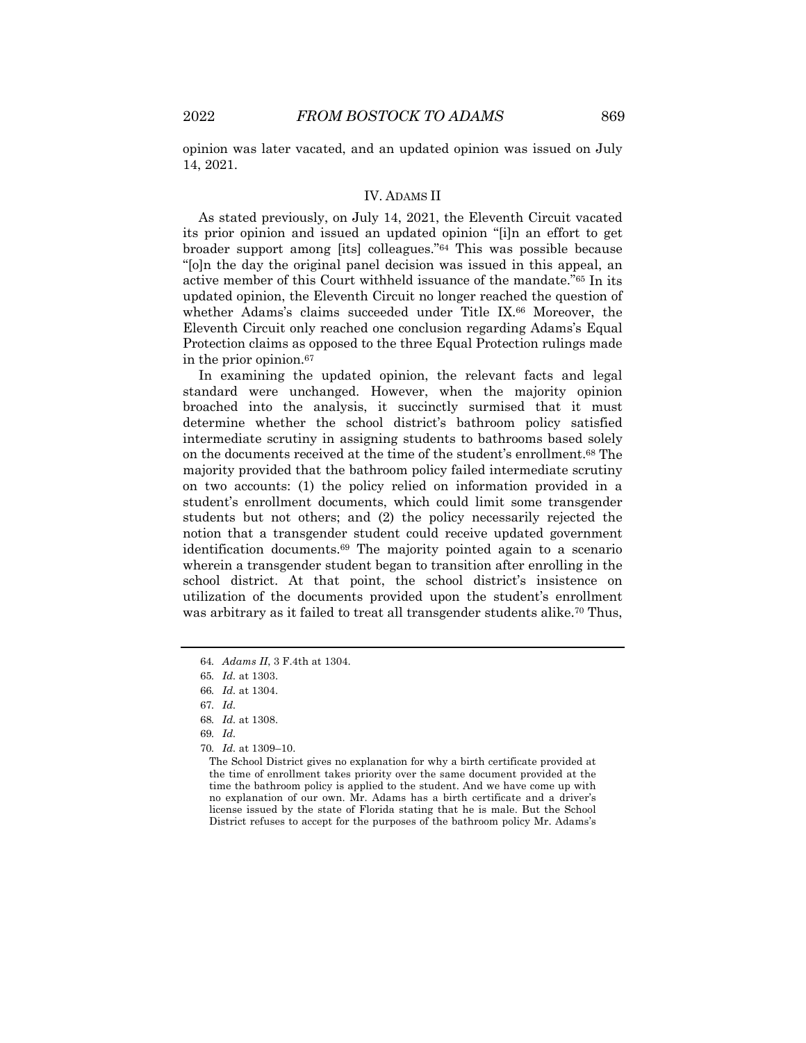opinion was later vacated, and an updated opinion was issued on July 14, 2021.

## IV. ADAMS II

As stated previously, on July 14, 2021, the Eleventh Circuit vacated its prior opinion and issued an updated opinion "[i]n an effort to get broader support among [its] colleagues."[64] This was possible because "[o]n the day the original panel decision was issued in this appeal, an active member of this Court withheld issuance of the mandate."[65] In its updated opinion, the Eleventh Circuit no longer reached the question of whether Adams's claims succeeded under Title IX.[66] Moreover, the Eleventh Circuit only reached one conclusion regarding Adams's Equal Protection claims as opposed to the three Equal Protection rulings made in the prior opinion.[67]

In examining the updated opinion, the relevant facts and legal standard were unchanged. However, when the majority opinion broached into the analysis, it succinctly surmised that it must determine whether the school district's bathroom policy satisfied intermediate scrutiny in assigning students to bathrooms based solely on the documents received at the time of the student's enrollment.[68] The majority provided that the bathroom policy failed intermediate scrutiny on two accounts: (1) the policy relied on information provided in a student's enrollment documents, which could limit some transgender students but not others; and (2) the policy necessarily rejected the notion that a transgender student could receive updated government identification documents.[69] The majority pointed again to a scenario wherein a transgender student began to transition after enrolling in the school district. At that point, the school district's insistence on utilization of the documents provided upon the student's enrollment was arbitrary as it failed to treat all transgender students alike.[70] Thus,

---

64. *Adams II*, 3 F.4th at 1304.

65. *Id.* at 1303.

66. *Id.* at 1304.

67. *Id.*

68. *Id.* at 1308.

69. *Id.*

70. *Id.* at 1309–10.

> The School District gives no explanation for why a birth certificate provided at the time of enrollment takes priority over the same document provided at the time the bathroom policy is applied to the student. And we have come up with no explanation of our own. Mr. Adams has a birth certificate and a driver's license issued by the state of Florida stating that he is male. But the School District refuses to accept for the purposes of the bathroom policy Mr. Adams's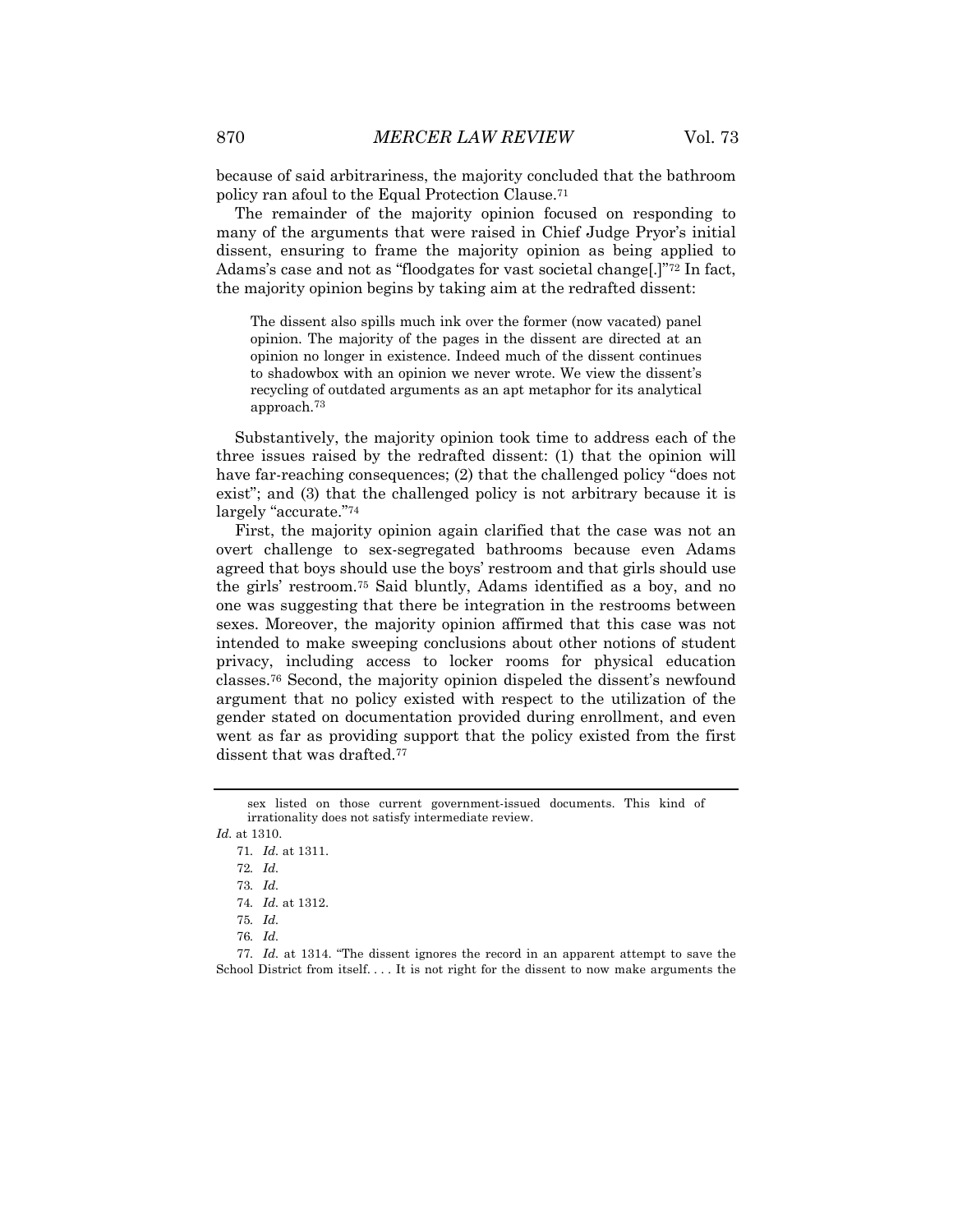because of said arbitrariness, the majority concluded that the bathroom policy ran afoul to the Equal Protection Clause.[71]

The remainder of the majority opinion focused on responding to many of the arguments that were raised in Chief Judge Pryor's initial dissent, ensuring to frame the majority opinion as being applied to Adams's case and not as "floodgates for vast societal change[.]"[72] In fact, the majority opinion begins by taking aim at the redrafted dissent:

> The dissent also spills much ink over the former (now vacated) panel opinion. The majority of the pages in the dissent are directed at an opinion no longer in existence. Indeed much of the dissent continues to shadowbox with an opinion we never wrote. We view the dissent's recycling of outdated arguments as an apt metaphor for its analytical approach.[73]

Substantively, the majority opinion took time to address each of the three issues raised by the redrafted dissent: (1) that the opinion will have far-reaching consequences; (2) that the challenged policy "does not exist"; and (3) that the challenged policy is not arbitrary because it is largely "accurate."[74]

First, the majority opinion again clarified that the case was not an overt challenge to sex-segregated bathrooms because even Adams agreed that boys should use the boys' restroom and that girls should use the girls' restroom.[75] Said bluntly, Adams identified as a boy, and no one was suggesting that there be integration in the restrooms between sexes. Moreover, the majority opinion affirmed that this case was not intended to make sweeping conclusions about other notions of student privacy, including access to locker rooms for physical education classes.[76] Second, the majority opinion dispeled the dissent's newfound argument that no policy existed with respect to the utilization of the gender stated on documentation provided during enrollment, and even went as far as providing support that the policy existed from the first dissent that was drafted.[77]

---

> sex listed on those current government-issued documents. This kind of irrationality does not satisfy intermediate review.

*Id.* at 1310.

71. *Id.* at 1311.

72. *Id.*

73. *Id.*

74. *Id.* at 1312.

75. *Id.*

76. *Id.*

77. *Id.* at 1314. "The dissent ignores the record in an apparent attempt to save the School District from itself. . . . It is not right for the dissent to now make arguments the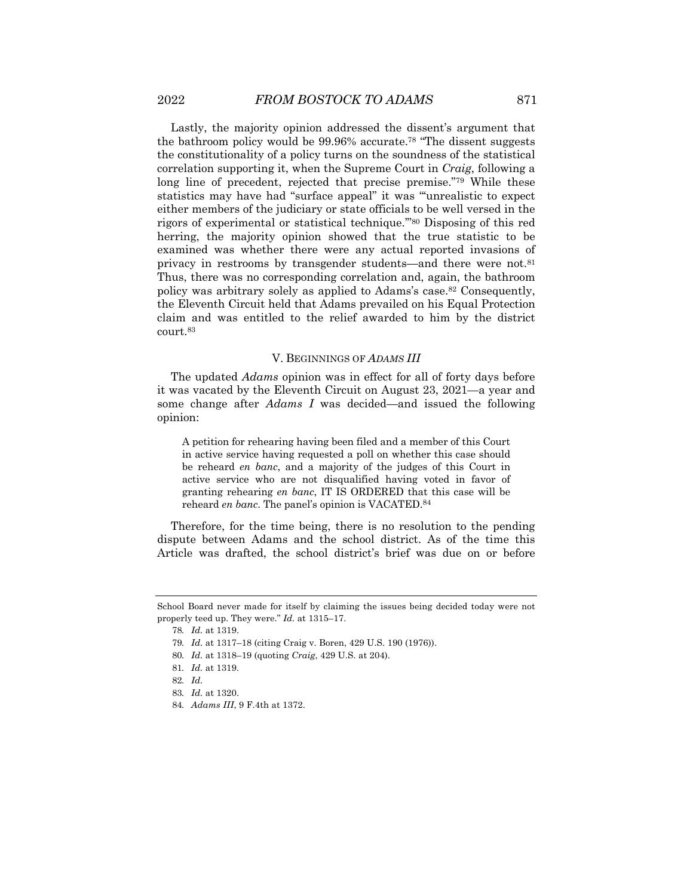Lastly, the majority opinion addressed the dissent's argument that the bathroom policy would be 99.96% accurate.[78] "The dissent suggests the constitutionality of a policy turns on the soundness of the statistical correlation supporting it, when the Supreme Court in *Craig*, following a long line of precedent, rejected that precise premise."[79] While these statistics may have had "surface appeal" it was "'unrealistic to expect either members of the judiciary or state officials to be well versed in the rigors of experimental or statistical technique.'"[80] Disposing of this red herring, the majority opinion showed that the true statistic to be examined was whether there were any actual reported invasions of privacy in restrooms by transgender students—and there were not.[81] Thus, there was no corresponding correlation and, again, the bathroom policy was arbitrary solely as applied to Adams's case.[82] Consequently, the Eleventh Circuit held that Adams prevailed on his Equal Protection claim and was entitled to the relief awarded to him by the district court.[83]

## V. BEGINNINGS OF *ADAMS III*

The updated *Adams* opinion was in effect for all of forty days before it was vacated by the Eleventh Circuit on August 23, 2021—a year and some change after *Adams I* was decided—and issued the following opinion:

> A petition for rehearing having been filed and a member of this Court in active service having requested a poll on whether this case should be reheard *en banc*, and a majority of the judges of this Court in active service who are not disqualified having voted in favor of granting rehearing *en banc*, IT IS ORDERED that this case will be reheard *en banc*. The panel's opinion is VACATED.[84]

Therefore, for the time being, there is no resolution to the pending dispute between Adams and the school district. As of the time this Article was drafted, the school district's brief was due on or before

---

School Board never made for itself by claiming the issues being decided today were not properly teed up. They were." *Id.* at 1315–17.

78. *Id.* at 1319.

79. *Id.* at 1317–18 (citing Craig v. Boren, 429 U.S. 190 (1976)).

80. *Id.* at 1318–19 (quoting *Craig*, 429 U.S. at 204).

81. *Id.* at 1319.

82. *Id.*

83. *Id.* at 1320.

84. *Adams III*, 9 F.4th at 1372.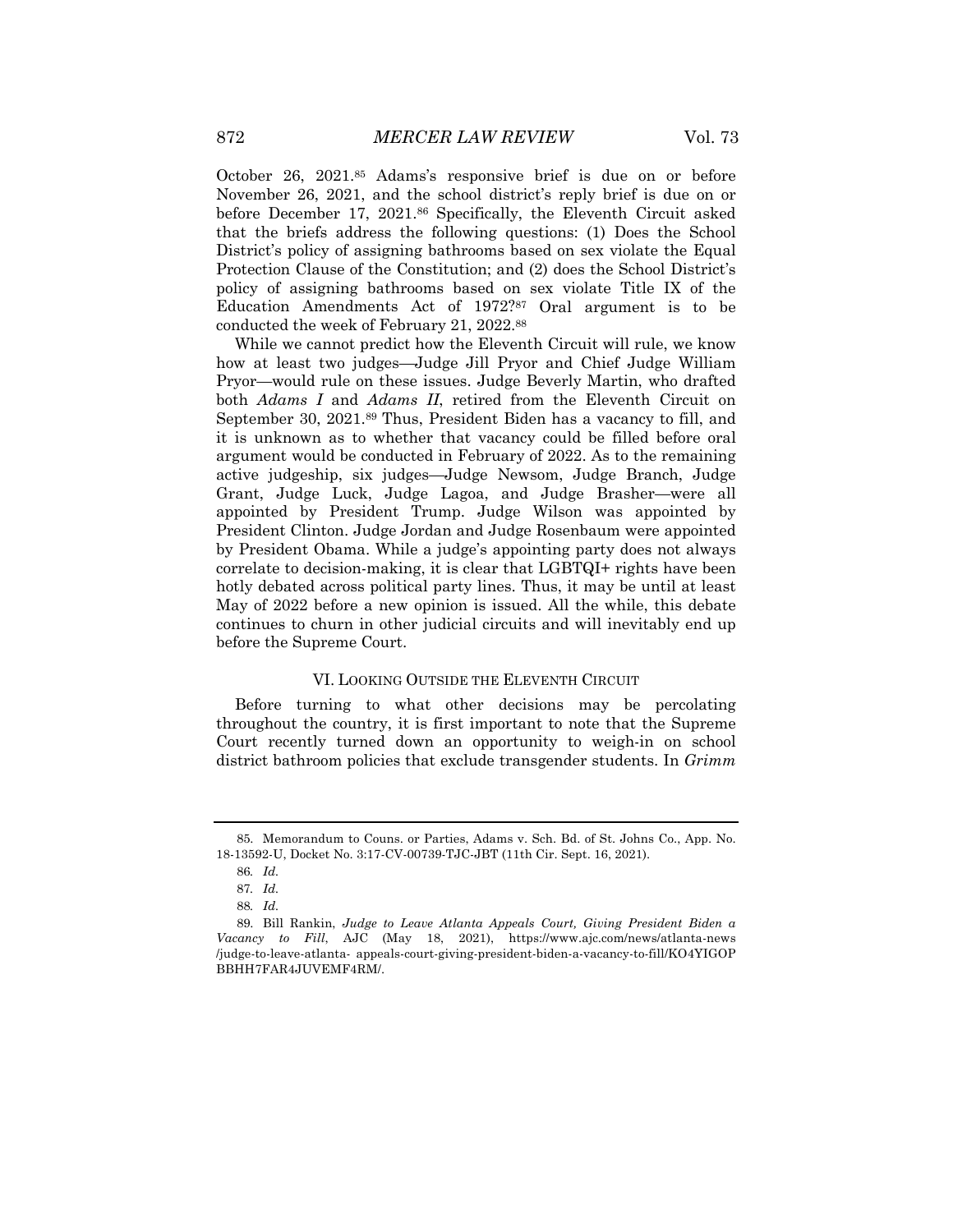October 26, 2021.[85] Adams's responsive brief is due on or before November 26, 2021, and the school district's reply brief is due on or before December 17, 2021.[86] Specifically, the Eleventh Circuit asked that the briefs address the following questions: (1) Does the School District's policy of assigning bathrooms based on sex violate the Equal Protection Clause of the Constitution; and (2) does the School District's policy of assigning bathrooms based on sex violate Title IX of the Education Amendments Act of 1972?[87] Oral argument is to be conducted the week of February 21, 2022.[88]

While we cannot predict how the Eleventh Circuit will rule, we know how at least two judges—Judge Jill Pryor and Chief Judge William Pryor—would rule on these issues. Judge Beverly Martin, who drafted both *Adams I* and *Adams II*, retired from the Eleventh Circuit on September 30, 2021.[89] Thus, President Biden has a vacancy to fill, and it is unknown as to whether that vacancy could be filled before oral argument would be conducted in February of 2022. As to the remaining active judgeship, six judges—Judge Newsom, Judge Branch, Judge Grant, Judge Luck, Judge Lagoa, and Judge Brasher—were all appointed by President Trump. Judge Wilson was appointed by President Clinton. Judge Jordan and Judge Rosenbaum were appointed by President Obama. While a judge's appointing party does not always correlate to decision-making, it is clear that LGBTQI+ rights have been hotly debated across political party lines. Thus, it may be until at least May of 2022 before a new opinion is issued. All the while, this debate continues to churn in other judicial circuits and will inevitably end up before the Supreme Court.

## VI. Looking Outside the Eleventh Circuit

Before turning to what other decisions may be percolating throughout the country, it is first important to note that the Supreme Court recently turned down an opportunity to weigh-in on school district bathroom policies that exclude transgender students. In *Grimm*

---

85. Memorandum to Couns. or Parties, Adams v. Sch. Bd. of St. Johns Co., App. No. 18-13592-U, Docket No. 3:17-CV-00739-TJC-JBT (11th Cir. Sept. 16, 2021).

86. *Id.*

87. *Id.*

88. *Id.*

89. Bill Rankin, *Judge to Leave Atlanta Appeals Court, Giving President Biden a Vacancy to Fill*, AJC (May 18, 2021), https://www.ajc.com/news/atlanta-news/judge-to-leave-atlanta- appeals-court-giving-president-biden-a-vacancy-to-fill/KO4YIGOPBBHH7FAR4JUVEMF4RM/.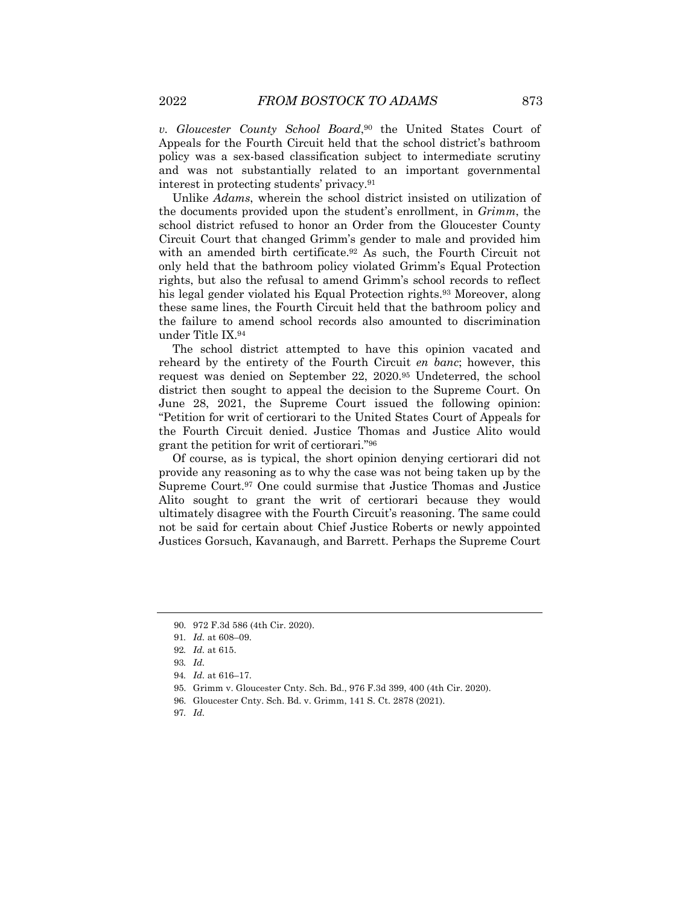*v. Gloucester County School Board*,[90] the United States Court of Appeals for the Fourth Circuit held that the school district's bathroom policy was a sex-based classification subject to intermediate scrutiny and was not substantially related to an important governmental interest in protecting students' privacy.[91]

Unlike *Adams*, wherein the school district insisted on utilization of the documents provided upon the student's enrollment, in *Grimm*, the school district refused to honor an Order from the Gloucester County Circuit Court that changed Grimm's gender to male and provided him with an amended birth certificate.[92] As such, the Fourth Circuit not only held that the bathroom policy violated Grimm's Equal Protection rights, but also the refusal to amend Grimm's school records to reflect his legal gender violated his Equal Protection rights.[93] Moreover, along these same lines, the Fourth Circuit held that the bathroom policy and the failure to amend school records also amounted to discrimination under Title IX.[94]

The school district attempted to have this opinion vacated and reheard by the entirety of the Fourth Circuit *en banc*; however, this request was denied on September 22, 2020.[95] Undeterred, the school district then sought to appeal the decision to the Supreme Court. On June 28, 2021, the Supreme Court issued the following opinion: "Petition for writ of certiorari to the United States Court of Appeals for the Fourth Circuit denied. Justice Thomas and Justice Alito would grant the petition for writ of certiorari."[96]

Of course, as is typical, the short opinion denying certiorari did not provide any reasoning as to why the case was not being taken up by the Supreme Court.[97] One could surmise that Justice Thomas and Justice Alito sought to grant the writ of certiorari because they would ultimately disagree with the Fourth Circuit's reasoning. The same could not be said for certain about Chief Justice Roberts or newly appointed Justices Gorsuch, Kavanaugh, and Barrett. Perhaps the Supreme Court

---

90. 972 F.3d 586 (4th Cir. 2020).

91. *Id.* at 608–09.

92. *Id.* at 615.

93. *Id.*

94. *Id.* at 616–17.

95. Grimm v. Gloucester Cnty. Sch. Bd., 976 F.3d 399, 400 (4th Cir. 2020).

96. Gloucester Cnty. Sch. Bd. v. Grimm, 141 S. Ct. 2878 (2021).

97. *Id.*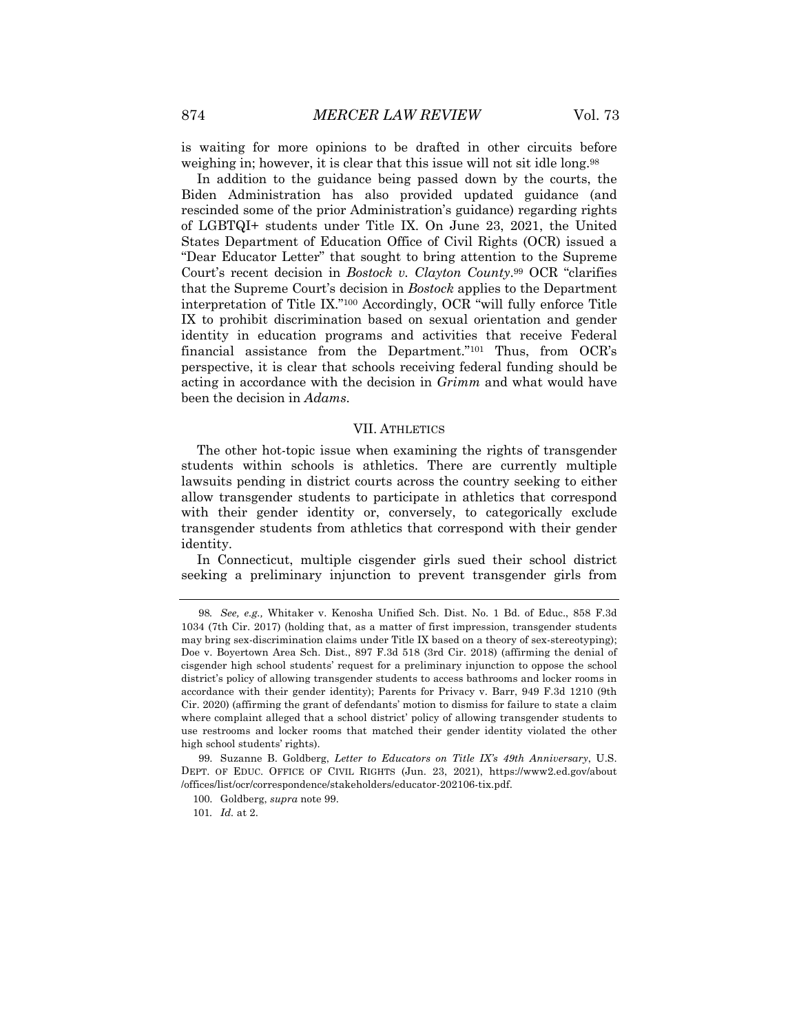is waiting for more opinions to be drafted in other circuits before weighing in; however, it is clear that this issue will not sit idle long.[98]

In addition to the guidance being passed down by the courts, the Biden Administration has also provided updated guidance (and rescinded some of the prior Administration's guidance) regarding rights of LGBTQI+ students under Title IX. On June 23, 2021, the United States Department of Education Office of Civil Rights (OCR) issued a "Dear Educator Letter" that sought to bring attention to the Supreme Court's recent decision in *Bostock v. Clayton County*.[99] OCR "clarifies that the Supreme Court's decision in *Bostock* applies to the Department interpretation of Title IX."[100] Accordingly, OCR "will fully enforce Title IX to prohibit discrimination based on sexual orientation and gender identity in education programs and activities that receive Federal financial assistance from the Department."[101] Thus, from OCR's perspective, it is clear that schools receiving federal funding should be acting in accordance with the decision in *Grimm* and what would have been the decision in *Adams*.

## VII. ATHLETICS

The other hot-topic issue when examining the rights of transgender students within schools is athletics. There are currently multiple lawsuits pending in district courts across the country seeking to either allow transgender students to participate in athletics that correspond with their gender identity or, conversely, to categorically exclude transgender students from athletics that correspond with their gender identity.

In Connecticut, multiple cisgender girls sued their school district seeking a preliminary injunction to prevent transgender girls from

---

98. *See, e.g.,* Whitaker v. Kenosha Unified Sch. Dist. No. 1 Bd. of Educ., 858 F.3d 1034 (7th Cir. 2017) (holding that, as a matter of first impression, transgender students may bring sex-discrimination claims under Title IX based on a theory of sex-stereotyping); Doe v. Boyertown Area Sch. Dist., 897 F.3d 518 (3rd Cir. 2018) (affirming the denial of cisgender high school students' request for a preliminary injunction to oppose the school district's policy of allowing transgender students to access bathrooms and locker rooms in accordance with their gender identity); Parents for Privacy v. Barr, 949 F.3d 1210 (9th Cir. 2020) (affirming the grant of defendants' motion to dismiss for failure to state a claim where complaint alleged that a school district' policy of allowing transgender students to use restrooms and locker rooms that matched their gender identity violated the other high school students' rights).

99. Suzanne B. Goldberg, *Letter to Educators on Title IX's 49th Anniversary*, U.S. DEPT. OF EDUC. OFFICE OF CIVIL RIGHTS (Jun. 23, 2021), https://www2.ed.gov/about/offices/list/ocr/correspondence/stakeholders/educator-202106-tix.pdf.

100. Goldberg, *supra* note 99.

101. *Id.* at 2.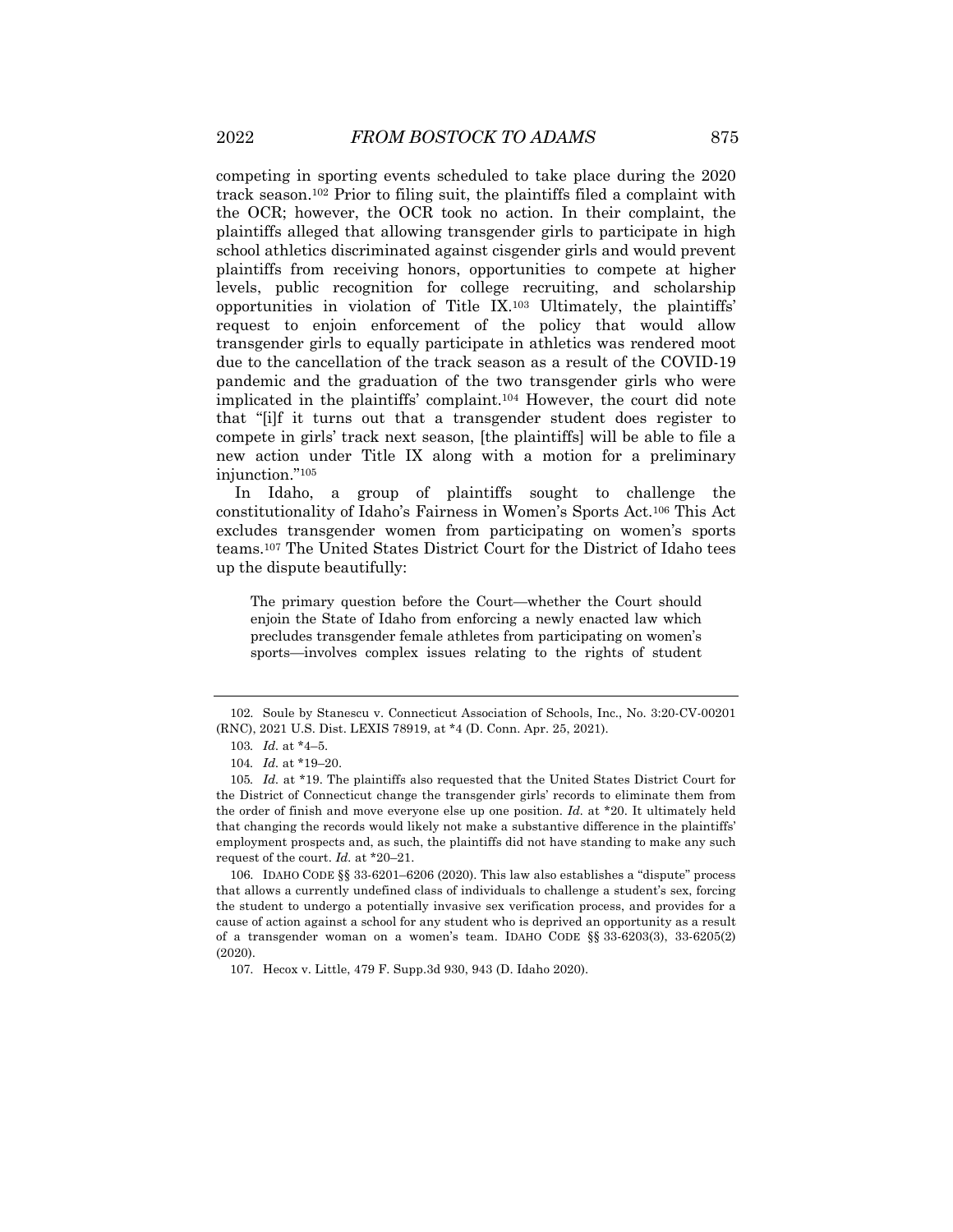competing in sporting events scheduled to take place during the 2020 track season.[102] Prior to filing suit, the plaintiffs filed a complaint with the OCR; however, the OCR took no action. In their complaint, the plaintiffs alleged that allowing transgender girls to participate in high school athletics discriminated against cisgender girls and would prevent plaintiffs from receiving honors, opportunities to compete at higher levels, public recognition for college recruiting, and scholarship opportunities in violation of Title IX.[103] Ultimately, the plaintiffs' request to enjoin enforcement of the policy that would allow transgender girls to equally participate in athletics was rendered moot due to the cancellation of the track season as a result of the COVID-19 pandemic and the graduation of the two transgender girls who were implicated in the plaintiffs' complaint.[104] However, the court did note that "[i]f it turns out that a transgender student does register to compete in girls' track next season, [the plaintiffs] will be able to file a new action under Title IX along with a motion for a preliminary injunction."[105]

In Idaho, a group of plaintiffs sought to challenge the constitutionality of Idaho's Fairness in Women's Sports Act.[106] This Act excludes transgender women from participating on women's sports teams.[107] The United States District Court for the District of Idaho tees up the dispute beautifully:

> The primary question before the Court—whether the Court should enjoin the State of Idaho from enforcing a newly enacted law which precludes transgender female athletes from participating on women's sports—involves complex issues relating to the rights of student

---

102. Soule by Stanescu v. Connecticut Association of Schools, Inc., No. 3:20-CV-00201 (RNC), 2021 U.S. Dist. LEXIS 78919, at *4 (D. Conn. Apr. 25, 2021).

103. *Id.* at *4–5.

104. *Id.* at *19–20.

105. *Id.* at *19. The plaintiffs also requested that the United States District Court for the District of Connecticut change the transgender girls' records to eliminate them from the order of finish and move everyone else up one position. *Id.* at *20. It ultimately held that changing the records would likely not make a substantive difference in the plaintiffs' employment prospects and, as such, the plaintiffs did not have standing to make any such request of the court. *Id.* at *20–21.

106. IDAHO CODE §§ 33-6201–6206 (2020). This law also establishes a "dispute" process that allows a currently undefined class of individuals to challenge a student's sex, forcing the student to undergo a potentially invasive sex verification process, and provides for a cause of action against a school for any student who is deprived an opportunity as a result of a transgender woman on a women's team. IDAHO CODE §§ 33-6203(3), 33-6205(2) (2020).

107. Hecox v. Little, 479 F. Supp.3d 930, 943 (D. Idaho 2020).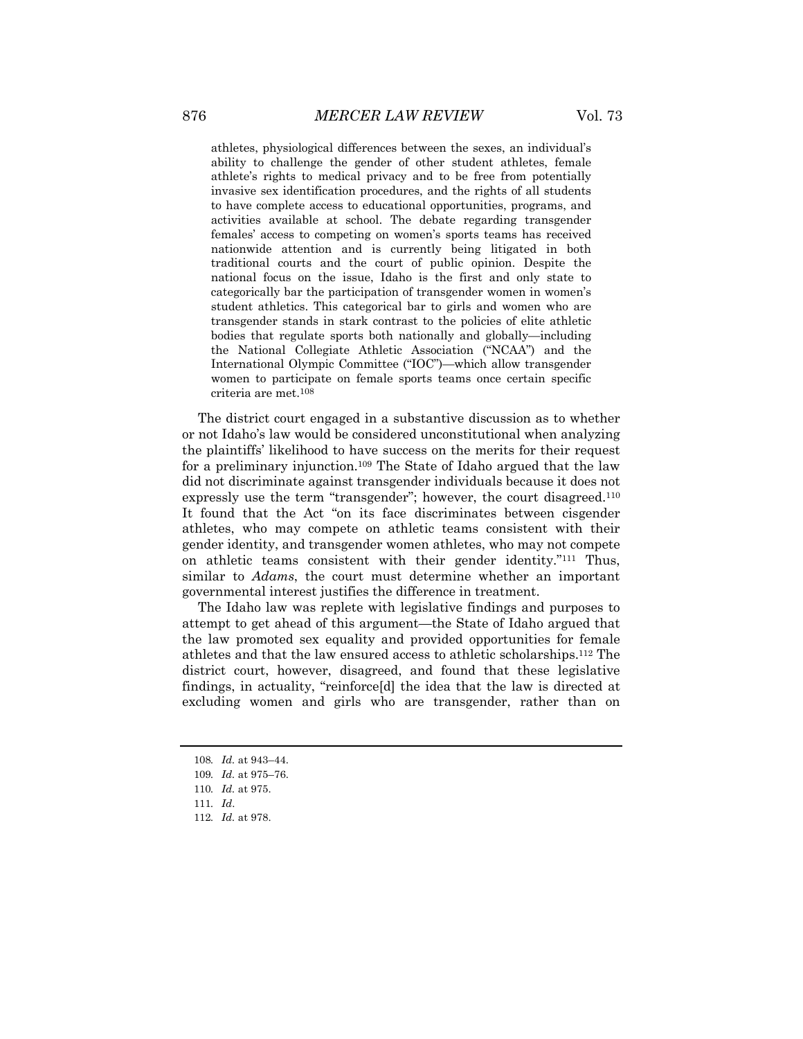> athletes, physiological differences between the sexes, an individual's ability to challenge the gender of other student athletes, female athlete's rights to medical privacy and to be free from potentially invasive sex identification procedures, and the rights of all students to have complete access to educational opportunities, programs, and activities available at school. The debate regarding transgender females' access to competing on women's sports teams has received nationwide attention and is currently being litigated in both traditional courts and the court of public opinion. Despite the national focus on the issue, Idaho is the first and only state to categorically bar the participation of transgender women in women's student athletics. This categorical bar to girls and women who are transgender stands in stark contrast to the policies of elite athletic bodies that regulate sports both nationally and globally—including the National Collegiate Athletic Association ("NCAA") and the International Olympic Committee ("IOC")—which allow transgender women to participate on female sports teams once certain specific criteria are met.[108]

The district court engaged in a substantive discussion as to whether or not Idaho's law would be considered unconstitutional when analyzing the plaintiffs' likelihood to have success on the merits for their request for a preliminary injunction.[109] The State of Idaho argued that the law did not discriminate against transgender individuals because it does not expressly use the term "transgender"; however, the court disagreed.[110] It found that the Act "on its face discriminates between cisgender athletes, who may compete on athletic teams consistent with their gender identity, and transgender women athletes, who may not compete on athletic teams consistent with their gender identity."[111] Thus, similar to *Adams*, the court must determine whether an important governmental interest justifies the difference in treatment.

The Idaho law was replete with legislative findings and purposes to attempt to get ahead of this argument—the State of Idaho argued that the law promoted sex equality and provided opportunities for female athletes and that the law ensured access to athletic scholarships.[112] The district court, however, disagreed, and found that these legislative findings, in actuality, "reinforce[d] the idea that the law is directed at excluding women and girls who are transgender, rather than on

108. *Id.* at 943–44.

109. *Id.* at 975–76.

110. *Id.* at 975.

111. *Id*.

112. *Id.* at 978.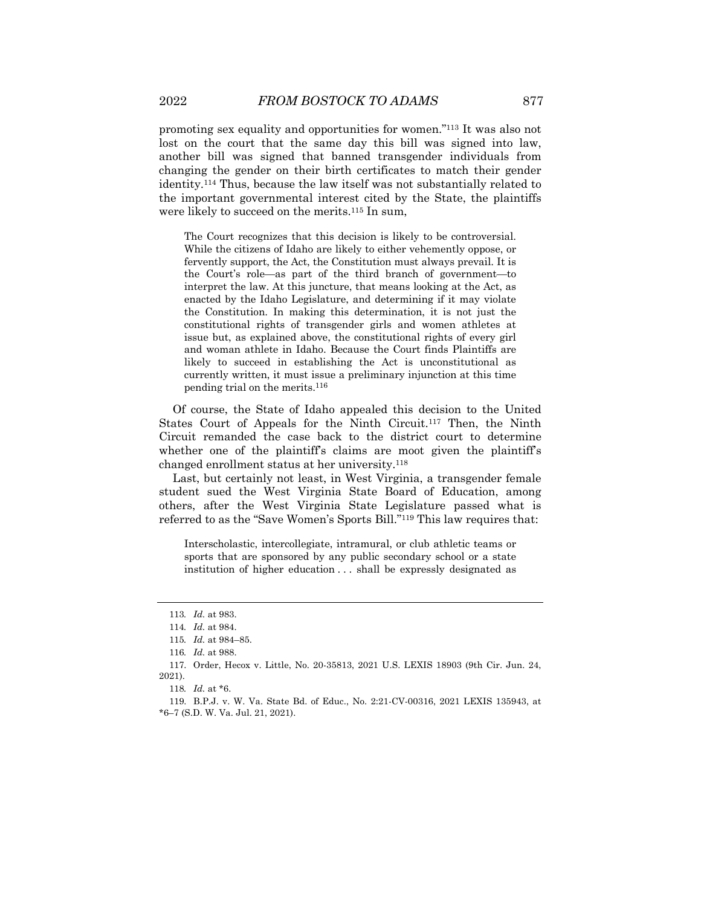promoting sex equality and opportunities for women."[113] It was also not lost on the court that the same day this bill was signed into law, another bill was signed that banned transgender individuals from changing the gender on their birth certificates to match their gender identity.[114] Thus, because the law itself was not substantially related to the important governmental interest cited by the State, the plaintiffs were likely to succeed on the merits.[115] In sum,

> The Court recognizes that this decision is likely to be controversial. While the citizens of Idaho are likely to either vehemently oppose, or fervently support, the Act, the Constitution must always prevail. It is the Court's role—as part of the third branch of government—to interpret the law. At this juncture, that means looking at the Act, as enacted by the Idaho Legislature, and determining if it may violate the Constitution. In making this determination, it is not just the constitutional rights of transgender girls and women athletes at issue but, as explained above, the constitutional rights of every girl and woman athlete in Idaho. Because the Court finds Plaintiffs are likely to succeed in establishing the Act is unconstitutional as currently written, it must issue a preliminary injunction at this time pending trial on the merits.[116]

Of course, the State of Idaho appealed this decision to the United States Court of Appeals for the Ninth Circuit.[117] Then, the Ninth Circuit remanded the case back to the district court to determine whether one of the plaintiff's claims are moot given the plaintiff's changed enrollment status at her university.[118]

Last, but certainly not least, in West Virginia, a transgender female student sued the West Virginia State Board of Education, among others, after the West Virginia State Legislature passed what is referred to as the "Save Women's Sports Bill."[119] This law requires that:

> Interscholastic, intercollegiate, intramural, or club athletic teams or sports that are sponsored by any public secondary school or a state institution of higher education . . . shall be expressly designated as

---

113. *Id.* at 983.

114. *Id.* at 984.

115. *Id.* at 984–85.

116. *Id.* at 988.

117. Order, Hecox v. Little, No. 20-35813, 2021 U.S. LEXIS 18903 (9th Cir. Jun. 24, 2021).

118. *Id.* at \*6.

119. B.P.J. v. W. Va. State Bd. of Educ., No. 2:21-CV-00316, 2021 LEXIS 135943, at \*6–7 (S.D. W. Va. Jul. 21, 2021).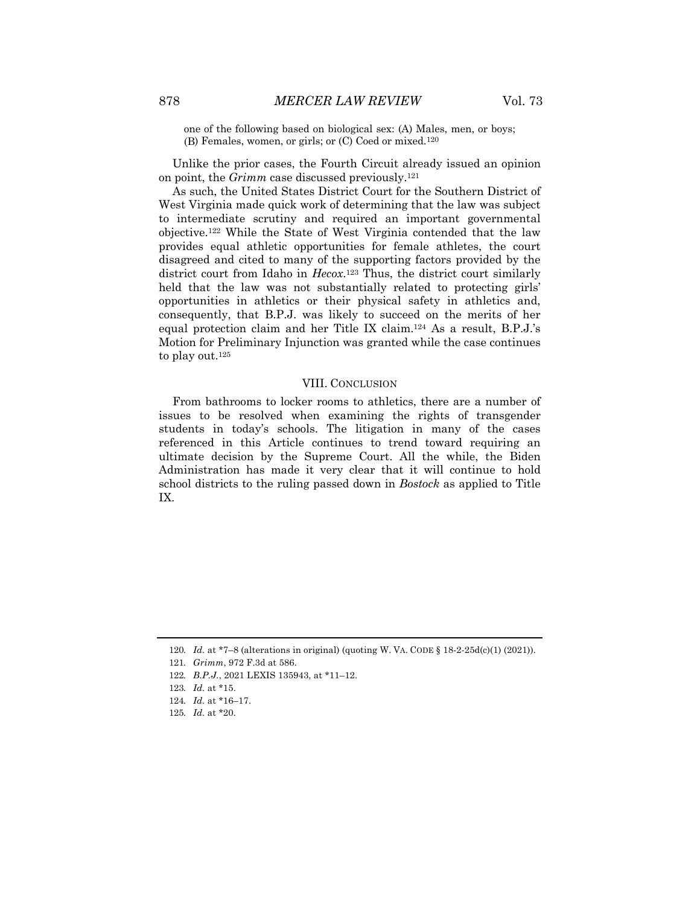one of the following based on biological sex: (A) Males, men, or boys; (B) Females, women, or girls; or (C) Coed or mixed.[120]

Unlike the prior cases, the Fourth Circuit already issued an opinion on point, the *Grimm* case discussed previously.[121]

As such, the United States District Court for the Southern District of West Virginia made quick work of determining that the law was subject to intermediate scrutiny and required an important governmental objective.[122] While the State of West Virginia contended that the law provides equal athletic opportunities for female athletes, the court disagreed and cited to many of the supporting factors provided by the district court from Idaho in *Hecox*.[123] Thus, the district court similarly held that the law was not substantially related to protecting girls' opportunities in athletics or their physical safety in athletics and, consequently, that B.P.J. was likely to succeed on the merits of her equal protection claim and her Title IX claim.[124] As a result, B.P.J.'s Motion for Preliminary Injunction was granted while the case continues to play out.[125]

## VIII. CONCLUSION

From bathrooms to locker rooms to athletics, there are a number of issues to be resolved when examining the rights of transgender students in today's schools. The litigation in many of the cases referenced in this Article continues to trend toward requiring an ultimate decision by the Supreme Court. All the while, the Biden Administration has made it very clear that it will continue to hold school districts to the ruling passed down in *Bostock* as applied to Title IX.

---

120. *Id.* at *7–8 (alterations in original) (quoting W. VA. CODE § 18-2-25d(c)(1) (2021)).

121. *Grimm*, 972 F.3d at 586.

122. *B.P.J.*, 2021 LEXIS 135943, at *11–12.

123. *Id.* at *15.

124. *Id.* at *16–17.

125. *Id.* at *20.